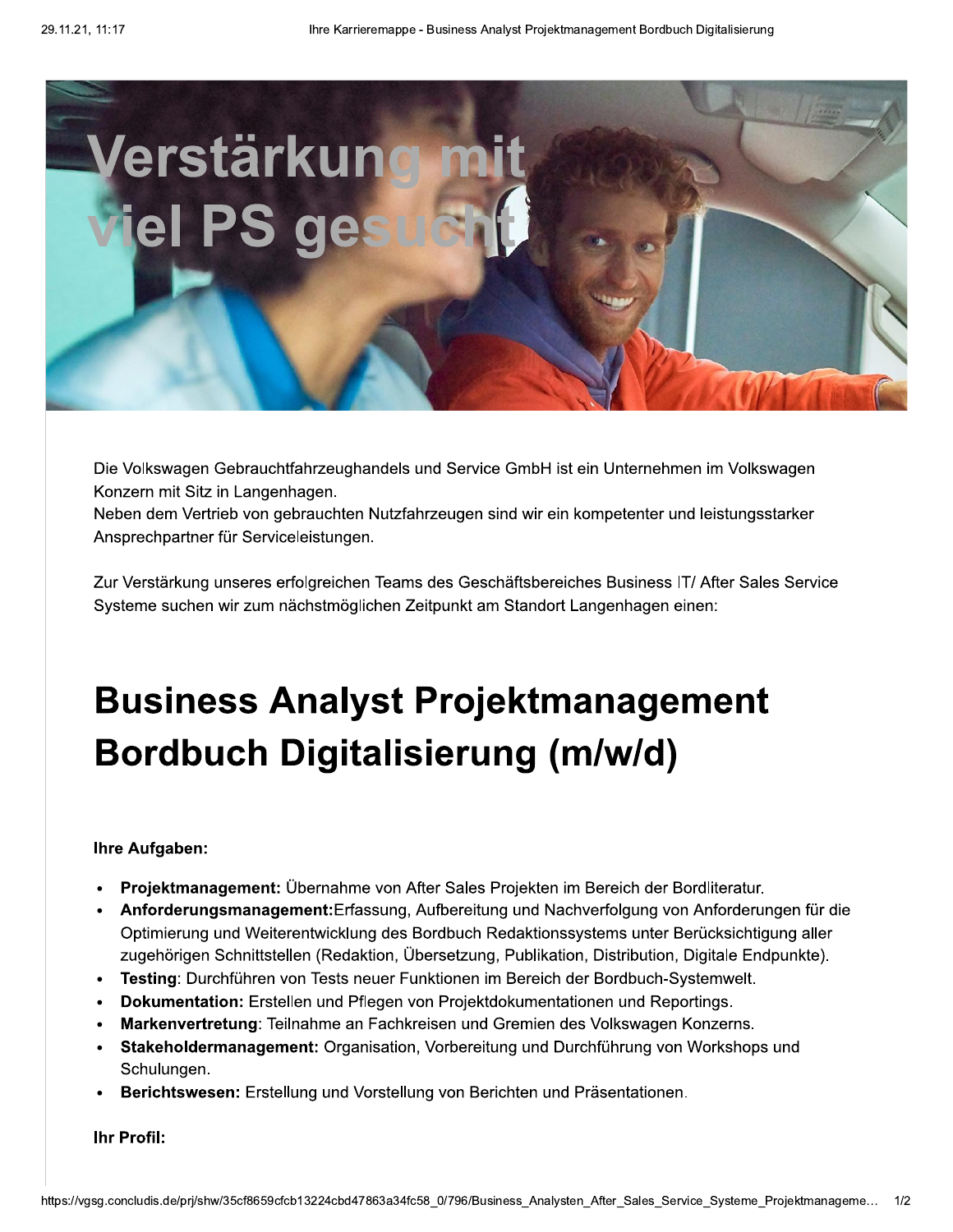Verstärkung mit viel PS gesucht

Die Volkswagen Gebrauchtfahrzeughandels und Service GmbH ist ein Unternehmen im Volkswagen Konzern mit Sitz in Langenhagen.
Neben dem Vertrieb von gebrauchten Nutzfahrzeugen sind wir ein kompetenter und leistungsstarker Ansprechpartner für Serviceleistungen.

Zur Verstärkung unseres erfolgreichen Teams des Geschäftsbereiches Business IT/ After Sales Service Systeme suchen wir zum nächstmöglichen Zeitpunkt am Standort Langenhagen einen:

# Business Analyst Projektmanagement Bordbuch Digitalisierung (m/w/d)

**Ihre Aufgaben:**

- **Projektmanagement:** Übernahme von After Sales Projekten im Bereich der Bordliteratur.
- **Anforderungsmanagement:**Erfassung, Aufbereitung und Nachverfolgung von Anforderungen für die Optimierung und Weiterentwicklung des Bordbuch Redaktionssystems unter Berücksichtigung aller zugehörigen Schnittstellen (Redaktion, Übersetzung, Publikation, Distribution, Digitale Endpunkte).
- **Testing**: Durchführen von Tests neuer Funktionen im Bereich der Bordbuch-Systemwelt.
- **Dokumentation:** Erstellen und Pflegen von Projektdokumentationen und Reportings.
- **Markenvertretung**: Teilnahme an Fachkreisen und Gremien des Volkswagen Konzerns.
- **Stakeholdermanagement:** Organisation, Vorbereitung und Durchführung von Workshops und Schulungen.
- **Berichtswesen:** Erstellung und Vorstellung von Berichten und Präsentationen.

**Ihr Profil:**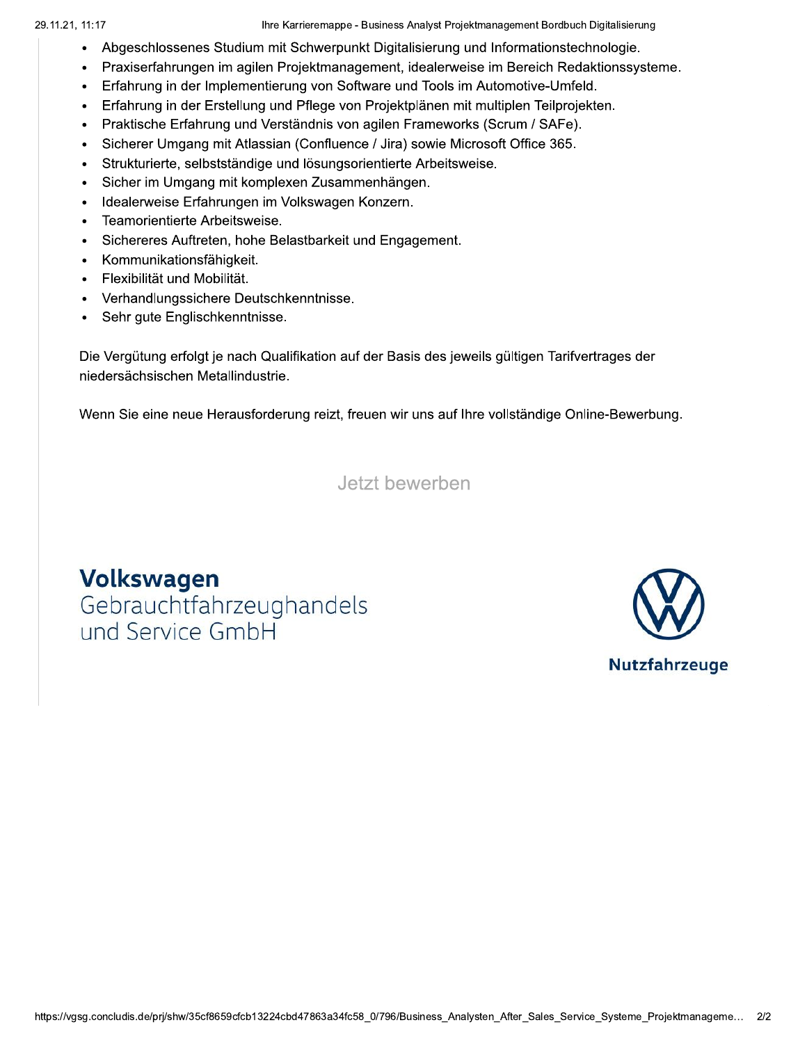- Abgeschlossenes Studium mit Schwerpunkt Digitalisierung und Informationstechnologie.
- Praxiserfahrungen im agilen Projektmanagement, idealerweise im Bereich Redaktionssysteme.
- Erfahrung in der Implementierung von Software und Tools im Automotive-Umfeld.
- Erfahrung in der Erstellung und Pflege von Projektplänen mit multiplen Teilprojekten.
- Praktische Erfahrung und Verständnis von agilen Frameworks (Scrum / SAFe).
- Sicherer Umgang mit Atlassian (Confluence / Jira) sowie Microsoft Office 365.
- Strukturierte, selbstständige und lösungsorientierte Arbeitsweise.
- Sicher im Umgang mit komplexen Zusammenhängen.
- Idealerweise Erfahrungen im Volkswagen Konzern.
- Teamorientierte Arbeitsweise.
- Sichereres Auftreten, hohe Belastbarkeit und Engagement.
- Kommunikationsfähigkeit.
- Flexibilität und Mobilität.
- Verhandlungssichere Deutschkenntnisse.
- Sehr gute Englischkenntnisse.

Die Vergütung erfolgt je nach Qualifikation auf der Basis des jeweils gültigen Tarifvertrages der niedersächsischen Metallindustrie.

Wenn Sie eine neue Herausforderung reizt, freuen wir uns auf Ihre vollständige Online-Bewerbung.

Jetzt bewerben

**Volkswagen**
Gebrauchtfahrzeughandels
und Service GmbH

**Nutzfahrzeuge**